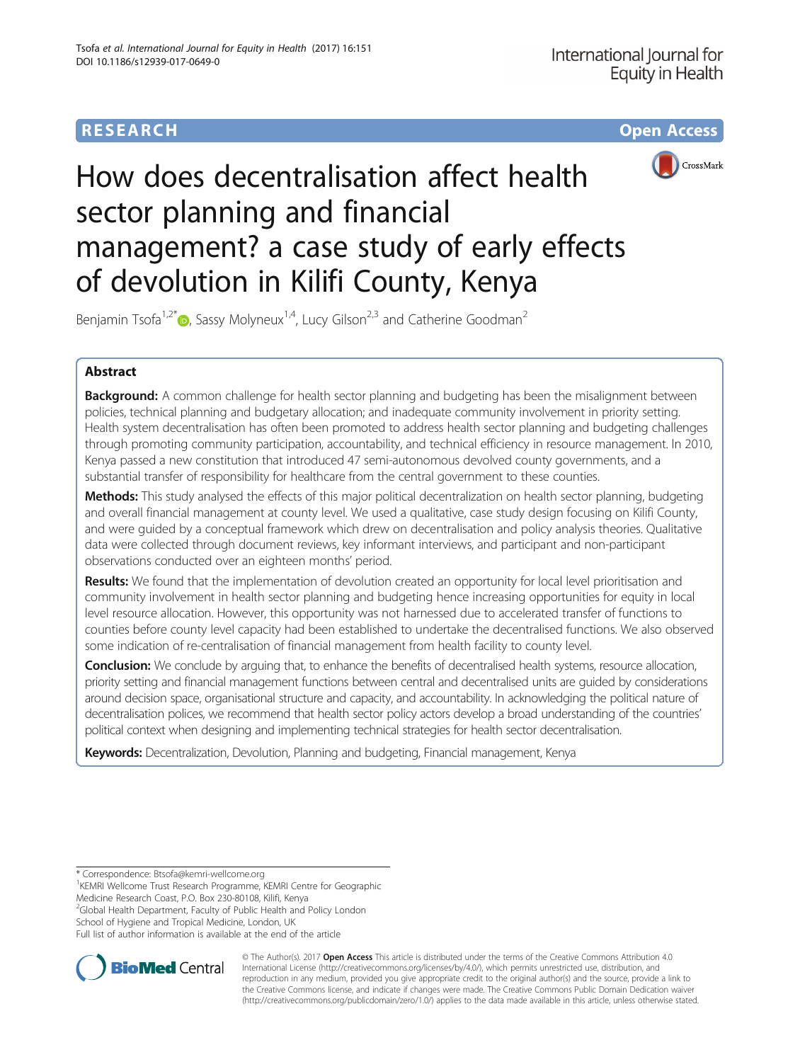RESEARCH Open Access

# How does decentralisation affect health sector planning and financial management? a case study of early effects of devolution in Kilifi County, Kenya

Benjamin Tsofa[1,2*], Sassy Molyneux[1,4], Lucy Gilson[2,3] and Catherine Goodman[2]

## Abstract

**Background:** A common challenge for health sector planning and budgeting has been the misalignment between policies, technical planning and budgetary allocation; and inadequate community involvement in priority setting. Health system decentralisation has often been promoted to address health sector planning and budgeting challenges through promoting community participation, accountability, and technical efficiency in resource management. In 2010, Kenya passed a new constitution that introduced 47 semi-autonomous devolved county governments, and a substantial transfer of responsibility for healthcare from the central government to these counties.

**Methods:** This study analysed the effects of this major political decentralization on health sector planning, budgeting and overall financial management at county level. We used a qualitative, case study design focusing on Kilifi County, and were guided by a conceptual framework which drew on decentralisation and policy analysis theories. Qualitative data were collected through document reviews, key informant interviews, and participant and non-participant observations conducted over an eighteen months' period.

**Results:** We found that the implementation of devolution created an opportunity for local level prioritisation and community involvement in health sector planning and budgeting hence increasing opportunities for equity in local level resource allocation. However, this opportunity was not harnessed due to accelerated transfer of functions to counties before county level capacity had been established to undertake the decentralised functions. We also observed some indication of re-centralisation of financial management from health facility to county level.

**Conclusion:** We conclude by arguing that, to enhance the benefits of decentralised health systems, resource allocation, priority setting and financial management functions between central and decentralised units are guided by considerations around decision space, organisational structure and capacity, and accountability. In acknowledging the political nature of decentralisation polices, we recommend that health sector policy actors develop a broad understanding of the countries' political context when designing and implementing technical strategies for health sector decentralisation.

**Keywords:** Decentralization, Devolution, Planning and budgeting, Financial management, Kenya

---

\* Correspondence: Btsofa@kemri-wellcome.org

[1]KEMRI Wellcome Trust Research Programme, KEMRI Centre for Geographic Medicine Research Coast, P.O. Box 230-80108, Kilifi, Kenya

[2]Global Health Department, Faculty of Public Health and Policy London School of Hygiene and Tropical Medicine, London, UK

Full list of author information is available at the end of the article

© The Author(s). 2017 **Open Access** This article is distributed under the terms of the Creative Commons Attribution 4.0 International License (http://creativecommons.org/licenses/by/4.0/), which permits unrestricted use, distribution, and reproduction in any medium, provided you give appropriate credit to the original author(s) and the source, provide a link to the Creative Commons license, and indicate if changes were made. The Creative Commons Public Domain Dedication waiver (http://creativecommons.org/publicdomain/zero/1.0/) applies to the data made available in this article, unless otherwise stated.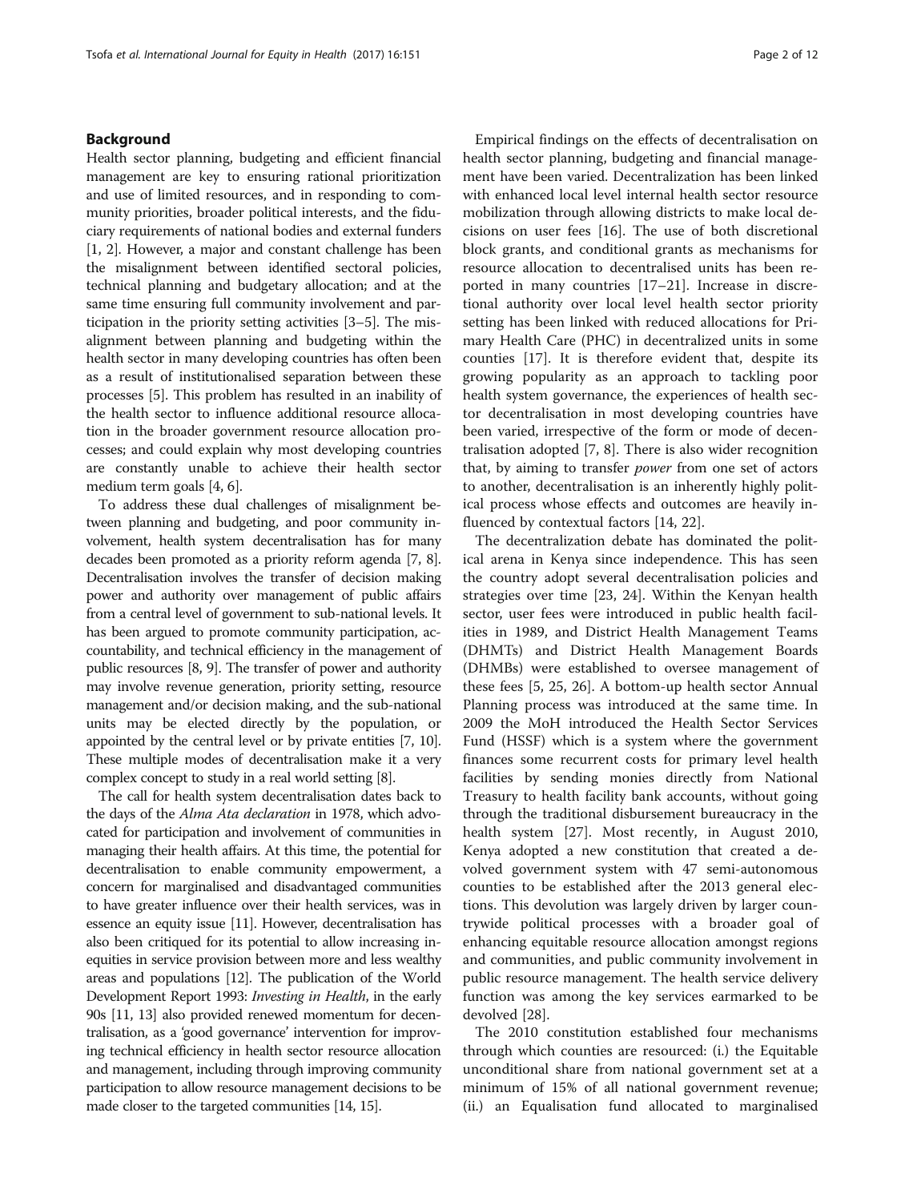## Background

Health sector planning, budgeting and efficient financial management are key to ensuring rational prioritization and use of limited resources, and in responding to community priorities, broader political interests, and the fiduciary requirements of national bodies and external funders [1, 2]. However, a major and constant challenge has been the misalignment between identified sectoral policies, technical planning and budgetary allocation; and at the same time ensuring full community involvement and participation in the priority setting activities [3–5]. The misalignment between planning and budgeting within the health sector in many developing countries has often been as a result of institutionalised separation between these processes [5]. This problem has resulted in an inability of the health sector to influence additional resource allocation in the broader government resource allocation processes; and could explain why most developing countries are constantly unable to achieve their health sector medium term goals [4, 6].

To address these dual challenges of misalignment between planning and budgeting, and poor community involvement, health system decentralisation has for many decades been promoted as a priority reform agenda [7, 8]. Decentralisation involves the transfer of decision making power and authority over management of public affairs from a central level of government to sub-national levels. It has been argued to promote community participation, accountability, and technical efficiency in the management of public resources [8, 9]. The transfer of power and authority may involve revenue generation, priority setting, resource management and/or decision making, and the sub-national units may be elected directly by the population, or appointed by the central level or by private entities [7, 10]. These multiple modes of decentralisation make it a very complex concept to study in a real world setting [8].

The call for health system decentralisation dates back to the days of the *Alma Ata declaration* in 1978, which advocated for participation and involvement of communities in managing their health affairs. At this time, the potential for decentralisation to enable community empowerment, a concern for marginalised and disadvantaged communities to have greater influence over their health services, was in essence an equity issue [11]. However, decentralisation has also been critiqued for its potential to allow increasing inequities in service provision between more and less wealthy areas and populations [12]. The publication of the World Development Report 1993: *Investing in Health*, in the early 90s [11, 13] also provided renewed momentum for decentralisation, as a 'good governance' intervention for improving technical efficiency in health sector resource allocation and management, including through improving community participation to allow resource management decisions to be made closer to the targeted communities [14, 15].

Empirical findings on the effects of decentralisation on health sector planning, budgeting and financial management have been varied. Decentralization has been linked with enhanced local level internal health sector resource mobilization through allowing districts to make local decisions on user fees [16]. The use of both discretional block grants, and conditional grants as mechanisms for resource allocation to decentralised units has been reported in many countries [17–21]. Increase in discretional authority over local level health sector priority setting has been linked with reduced allocations for Primary Health Care (PHC) in decentralized units in some counties [17]. It is therefore evident that, despite its growing popularity as an approach to tackling poor health system governance, the experiences of health sector decentralisation in most developing countries have been varied, irrespective of the form or mode of decentralisation adopted [7, 8]. There is also wider recognition that, by aiming to transfer *power* from one set of actors to another, decentralisation is an inherently highly political process whose effects and outcomes are heavily influenced by contextual factors [14, 22].

The decentralization debate has dominated the political arena in Kenya since independence. This has seen the country adopt several decentralisation policies and strategies over time [23, 24]. Within the Kenyan health sector, user fees were introduced in public health facilities in 1989, and District Health Management Teams (DHMTs) and District Health Management Boards (DHMBs) were established to oversee management of these fees [5, 25, 26]. A bottom-up health sector Annual Planning process was introduced at the same time. In 2009 the MoH introduced the Health Sector Services Fund (HSSF) which is a system where the government finances some recurrent costs for primary level health facilities by sending monies directly from National Treasury to health facility bank accounts, without going through the traditional disbursement bureaucracy in the health system [27]. Most recently, in August 2010, Kenya adopted a new constitution that created a devolved government system with 47 semi-autonomous counties to be established after the 2013 general elections. This devolution was largely driven by larger countrywide political processes with a broader goal of enhancing equitable resource allocation amongst regions and communities, and public community involvement in public resource management. The health service delivery function was among the key services earmarked to be devolved [28].

The 2010 constitution established four mechanisms through which counties are resourced: (i.) the Equitable unconditional share from national government set at a minimum of 15% of all national government revenue; (ii.) an Equalisation fund allocated to marginalised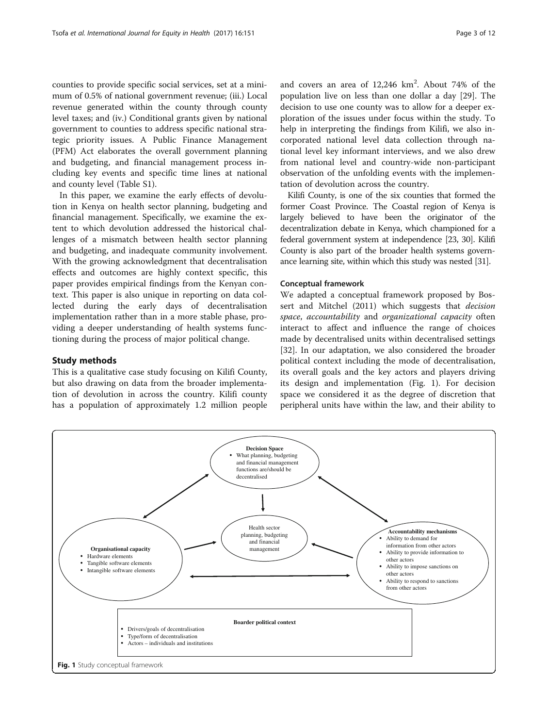counties to provide specific social services, set at a minimum of 0.5% of national government revenue; (iii.) Local revenue generated within the county through county level taxes; and (iv.) Conditional grants given by national government to counties to address specific national strategic priority issues. A Public Finance Management (PFM) Act elaborates the overall government planning and budgeting, and financial management process including key events and specific time lines at national and county level (Table S1).

In this paper, we examine the early effects of devolution in Kenya on health sector planning, budgeting and financial management. Specifically, we examine the extent to which devolution addressed the historical challenges of a mismatch between health sector planning and budgeting, and inadequate community involvement. With the growing acknowledgment that decentralisation effects and outcomes are highly context specific, this paper provides empirical findings from the Kenyan context. This paper is also unique in reporting on data collected during the early days of decentralisation implementation rather than in a more stable phase, providing a deeper understanding of health systems functioning during the process of major political change.

## Study methods

This is a qualitative case study focusing on Kilifi County, but also drawing on data from the broader implementation of devolution in across the country. Kilifi county has a population of approximately 1.2 million people and covers an area of 12,246 km$^2$. About 74% of the population live on less than one dollar a day [29]. The decision to use one county was to allow for a deeper exploration of the issues under focus within the study. To help in interpreting the findings from Kilifi, we also incorporated national level data collection through national level key informant interviews, and we also drew from national level and country-wide non-participant observation of the unfolding events with the implementation of devolution across the country.

Kilifi County, is one of the six counties that formed the former Coast Province. The Coastal region of Kenya is largely believed to have been the originator of the decentralization debate in Kenya, which championed for a federal government system at independence [23, 30]. Kilifi County is also part of the broader health systems governance learning site, within which this study was nested [31].

### Conceptual framework

We adapted a conceptual framework proposed by Bossert and Mitchel (2011) which suggests that *decision space*, *accountability* and *organizational capacity* often interact to affect and influence the range of choices made by decentralised units within decentralised settings [32]. In our adaptation, we also considered the broader political context including the mode of decentralisation, its overall goals and the key actors and players driving its design and implementation (Fig. 1). For decision space we considered it as the degree of discretion that peripheral units have within the law, and their ability to

**Decision Space**
- What planning, budgeting and financial management functions are/should be decentralised

Health sector planning, budgeting and financial management

**Organisational capacity**
- Hardware elements
- Tangible software elements
- Intangible software elements

**Accountability mechanisms**
- Ability to demand for information from other actors
- Ability to provide information to other actors
- Ability to impose sanctions on other actors
- Ability to respond to sanctions from other actors

**Boarder political context**
- Drivers/goals of decentralisation
- Type/form of decentralisation
- Actors – individuals and institutions

**Fig. 1** Study conceptual framework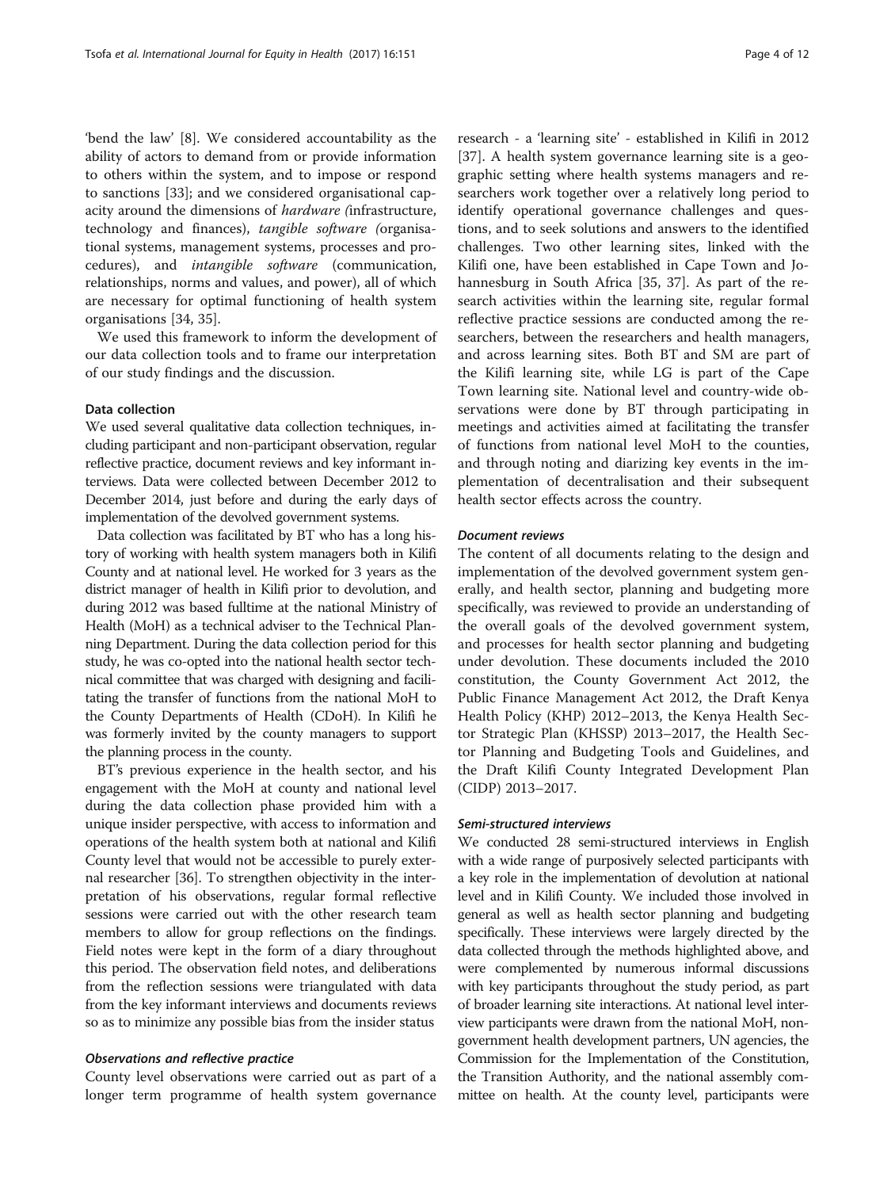'bend the law' [8]. We considered accountability as the ability of actors to demand from or provide information to others within the system, and to impose or respond to sanctions [33]; and we considered organisational capacity around the dimensions of *hardware (*infrastructure, technology and finances), *tangible software (*organisational systems, management systems, processes and procedures), and *intangible software* (communication, relationships, norms and values, and power), all of which are necessary for optimal functioning of health system organisations [34, 35].

We used this framework to inform the development of our data collection tools and to frame our interpretation of our study findings and the discussion.

### Data collection

We used several qualitative data collection techniques, including participant and non-participant observation, regular reflective practice, document reviews and key informant interviews. Data were collected between December 2012 to December 2014, just before and during the early days of implementation of the devolved government systems.

Data collection was facilitated by BT who has a long history of working with health system managers both in Kilifi County and at national level. He worked for 3 years as the district manager of health in Kilifi prior to devolution, and during 2012 was based fulltime at the national Ministry of Health (MoH) as a technical adviser to the Technical Planning Department. During the data collection period for this study, he was co-opted into the national health sector technical committee that was charged with designing and facilitating the transfer of functions from the national MoH to the County Departments of Health (CDoH). In Kilifi he was formerly invited by the county managers to support the planning process in the county.

BT's previous experience in the health sector, and his engagement with the MoH at county and national level during the data collection phase provided him with a unique insider perspective, with access to information and operations of the health system both at national and Kilifi County level that would not be accessible to purely external researcher [36]. To strengthen objectivity in the interpretation of his observations, regular formal reflective sessions were carried out with the other research team members to allow for group reflections on the findings. Field notes were kept in the form of a diary throughout this period. The observation field notes, and deliberations from the reflection sessions were triangulated with data from the key informant interviews and documents reviews so as to minimize any possible bias from the insider status

#### *Observations and reflective practice*

County level observations were carried out as part of a longer term programme of health system governance research - a 'learning site' - established in Kilifi in 2012 [37]. A health system governance learning site is a geographic setting where health systems managers and researchers work together over a relatively long period to identify operational governance challenges and questions, and to seek solutions and answers to the identified challenges. Two other learning sites, linked with the Kilifi one, have been established in Cape Town and Johannesburg in South Africa [35, 37]. As part of the research activities within the learning site, regular formal reflective practice sessions are conducted among the researchers, between the researchers and health managers, and across learning sites. Both BT and SM are part of the Kilifi learning site, while LG is part of the Cape Town learning site. National level and country-wide observations were done by BT through participating in meetings and activities aimed at facilitating the transfer of functions from national level MoH to the counties, and through noting and diarizing key events in the implementation of decentralisation and their subsequent health sector effects across the country.

#### *Document reviews*

The content of all documents relating to the design and implementation of the devolved government system generally, and health sector, planning and budgeting more specifically, was reviewed to provide an understanding of the overall goals of the devolved government system, and processes for health sector planning and budgeting under devolution. These documents included the 2010 constitution, the County Government Act 2012, the Public Finance Management Act 2012, the Draft Kenya Health Policy (KHP) 2012–2013, the Kenya Health Sector Strategic Plan (KHSSP) 2013–2017, the Health Sector Planning and Budgeting Tools and Guidelines, and the Draft Kilifi County Integrated Development Plan (CIDP) 2013–2017.

#### *Semi-structured interviews*

We conducted 28 semi-structured interviews in English with a wide range of purposively selected participants with a key role in the implementation of devolution at national level and in Kilifi County. We included those involved in general as well as health sector planning and budgeting specifically. These interviews were largely directed by the data collected through the methods highlighted above, and were complemented by numerous informal discussions with key participants throughout the study period, as part of broader learning site interactions. At national level interview participants were drawn from the national MoH, non-government health development partners, UN agencies, the Commission for the Implementation of the Constitution, the Transition Authority, and the national assembly committee on health. At the county level, participants were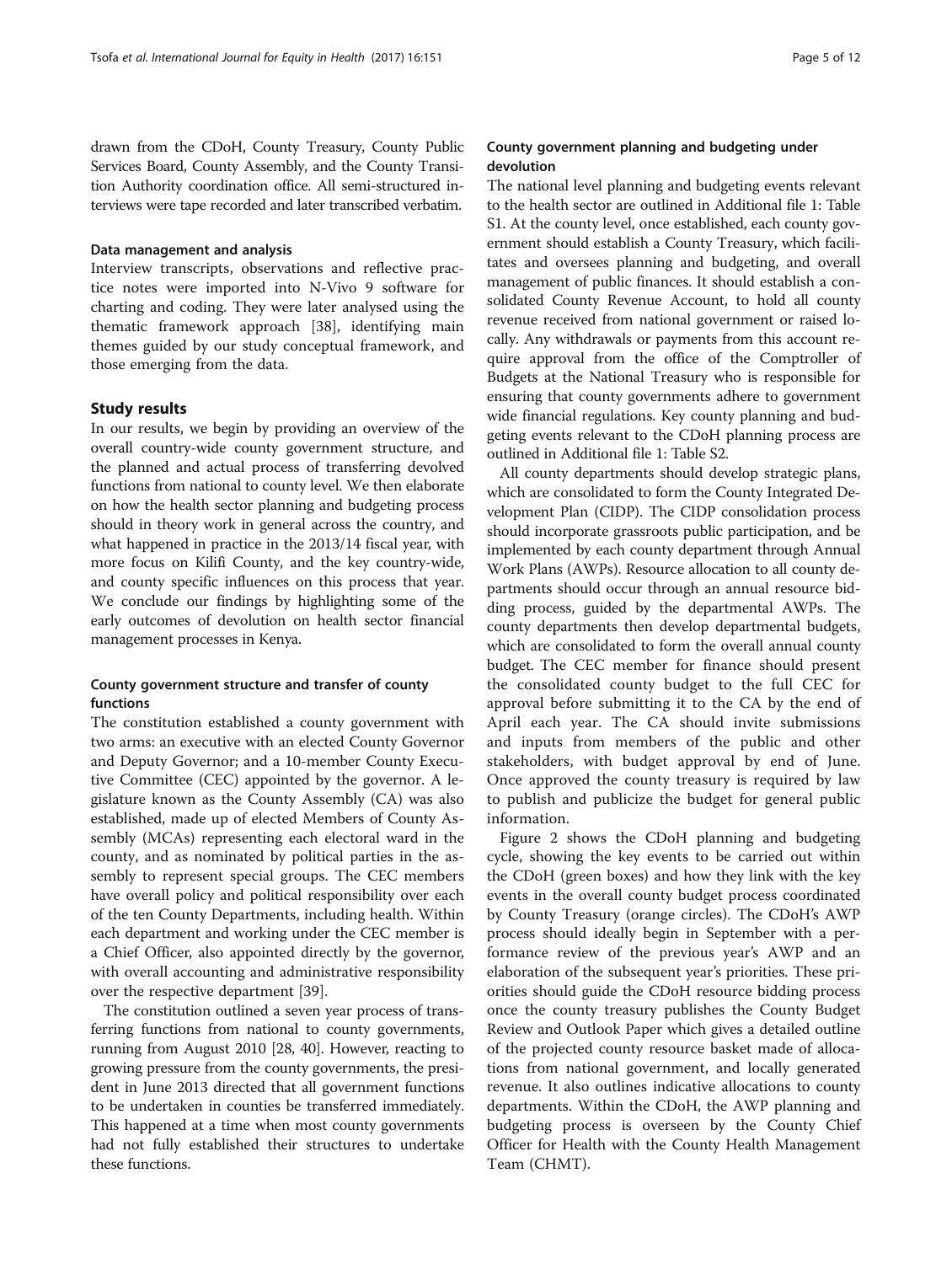drawn from the CDoH, County Treasury, County Public Services Board, County Assembly, and the County Transition Authority coordination office. All semi-structured interviews were tape recorded and later transcribed verbatim.

### Data management and analysis

Interview transcripts, observations and reflective practice notes were imported into N-Vivo 9 software for charting and coding. They were later analysed using the thematic framework approach [38], identifying main themes guided by our study conceptual framework, and those emerging from the data.

## Study results

In our results, we begin by providing an overview of the overall country-wide county government structure, and the planned and actual process of transferring devolved functions from national to county level. We then elaborate on how the health sector planning and budgeting process should in theory work in general across the country, and what happened in practice in the 2013/14 fiscal year, with more focus on Kilifi County, and the key country-wide, and county specific influences on this process that year. We conclude our findings by highlighting some of the early outcomes of devolution on health sector financial management processes in Kenya.

### County government structure and transfer of county functions

The constitution established a county government with two arms: an executive with an elected County Governor and Deputy Governor; and a 10-member County Executive Committee (CEC) appointed by the governor. A legislature known as the County Assembly (CA) was also established, made up of elected Members of County Assembly (MCAs) representing each electoral ward in the county, and as nominated by political parties in the assembly to represent special groups. The CEC members have overall policy and political responsibility over each of the ten County Departments, including health. Within each department and working under the CEC member is a Chief Officer, also appointed directly by the governor, with overall accounting and administrative responsibility over the respective department [39].

The constitution outlined a seven year process of transferring functions from national to county governments, running from August 2010 [28, 40]. However, reacting to growing pressure from the county governments, the president in June 2013 directed that all government functions to be undertaken in counties be transferred immediately. This happened at a time when most county governments had not fully established their structures to undertake these functions.

### County government planning and budgeting under devolution

The national level planning and budgeting events relevant to the health sector are outlined in Additional file 1: Table S1. At the county level, once established, each county government should establish a County Treasury, which facilitates and oversees planning and budgeting, and overall management of public finances. It should establish a consolidated County Revenue Account, to hold all county revenue received from national government or raised locally. Any withdrawals or payments from this account require approval from the office of the Comptroller of Budgets at the National Treasury who is responsible for ensuring that county governments adhere to government wide financial regulations. Key county planning and budgeting events relevant to the CDoH planning process are outlined in Additional file 1: Table S2.

All county departments should develop strategic plans, which are consolidated to form the County Integrated Development Plan (CIDP). The CIDP consolidation process should incorporate grassroots public participation, and be implemented by each county department through Annual Work Plans (AWPs). Resource allocation to all county departments should occur through an annual resource bidding process, guided by the departmental AWPs. The county departments then develop departmental budgets, which are consolidated to form the overall annual county budget. The CEC member for finance should present the consolidated county budget to the full CEC for approval before submitting it to the CA by the end of April each year. The CA should invite submissions and inputs from members of the public and other stakeholders, with budget approval by end of June. Once approved the county treasury is required by law to publish and publicize the budget for general public information.

Figure 2 shows the CDoH planning and budgeting cycle, showing the key events to be carried out within the CDoH (green boxes) and how they link with the key events in the overall county budget process coordinated by County Treasury (orange circles). The CDoH's AWP process should ideally begin in September with a performance review of the previous year's AWP and an elaboration of the subsequent year's priorities. These priorities should guide the CDoH resource bidding process once the county treasury publishes the County Budget Review and Outlook Paper which gives a detailed outline of the projected county resource basket made of allocations from national government, and locally generated revenue. It also outlines indicative allocations to county departments. Within the CDoH, the AWP planning and budgeting process is overseen by the County Chief Officer for Health with the County Health Management Team (CHMT).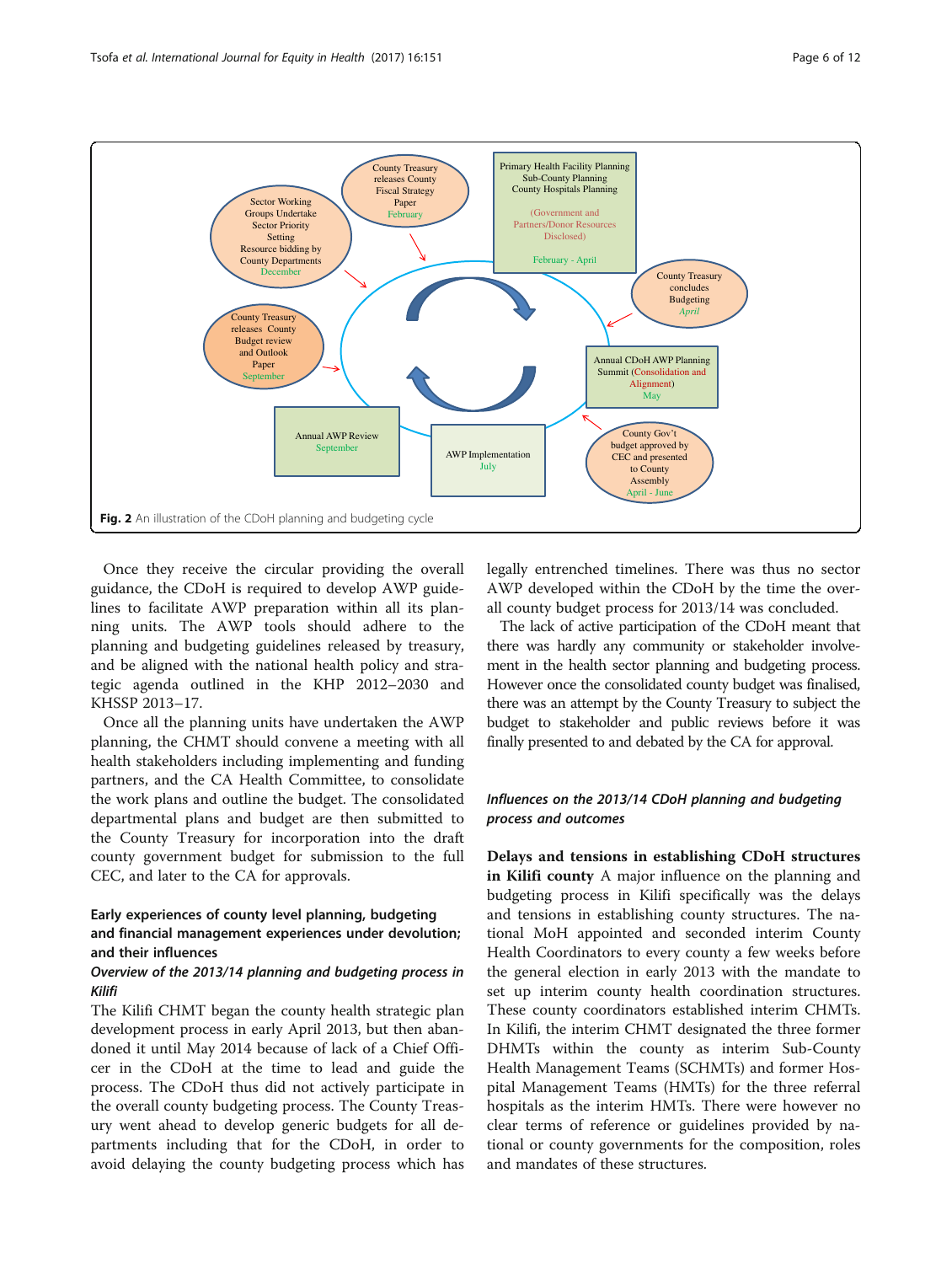County Treasury releases County Fiscal Strategy Paper
February

Sector Working Groups Undertake Sector Priority Setting
Resource bidding by County Departments
December

Primary Health Facility Planning
Sub-County Planning
County Hospitals Planning
(Government and Partners/Donor Resources Disclosed)
February - April

County Treasury concludes Budgeting
April

County Treasury releases County Budget review and Outlook Paper
September

Annual CDoH AWP Planning Summit (Consolidation and Alignment)
May

Annual AWP Review
September

AWP Implementation
July

County Gov't budget approved by CEC and presented to County Assembly
April - June

**Fig. 2** An illustration of the CDoH planning and budgeting cycle

Once they receive the circular providing the overall guidance, the CDoH is required to develop AWP guidelines to facilitate AWP preparation within all its planning units. The AWP tools should adhere to the planning and budgeting guidelines released by treasury, and be aligned with the national health policy and strategic agenda outlined in the KHP 2012–2030 and KHSSP 2013–17.

Once all the planning units have undertaken the AWP planning, the CHMT should convene a meeting with all health stakeholders including implementing and funding partners, and the CA Health Committee, to consolidate the work plans and outline the budget. The consolidated departmental plans and budget are then submitted to the County Treasury for incorporation into the draft county government budget for submission to the full CEC, and later to the CA for approvals.

### Early experiences of county level planning, budgeting and financial management experiences under devolution; and their influences

#### *Overview of the 2013/14 planning and budgeting process in Kilifi*

The Kilifi CHMT began the county health strategic plan development process in early April 2013, but then abandoned it until May 2014 because of lack of a Chief Officer in the CDoH at the time to lead and guide the process. The CDoH thus did not actively participate in the overall county budgeting process. The County Treasury went ahead to develop generic budgets for all departments including that for the CDoH, in order to avoid delaying the county budgeting process which has legally entrenched timelines. There was thus no sector AWP developed within the CDoH by the time the overall county budget process for 2013/14 was concluded.

The lack of active participation of the CDoH meant that there was hardly any community or stakeholder involvement in the health sector planning and budgeting process. However once the consolidated county budget was finalised, there was an attempt by the County Treasury to subject the budget to stakeholder and public reviews before it was finally presented to and debated by the CA for approval.

#### *Influences on the 2013/14 CDoH planning and budgeting process and outcomes*

**Delays and tensions in establishing CDoH structures in Kilifi county** A major influence on the planning and budgeting process in Kilifi specifically was the delays and tensions in establishing county structures. The national MoH appointed and seconded interim County Health Coordinators to every county a few weeks before the general election in early 2013 with the mandate to set up interim county health coordination structures. These county coordinators established interim CHMTs. In Kilifi, the interim CHMT designated the three former DHMTs within the county as interim Sub-County Health Management Teams (SCHMTs) and former Hospital Management Teams (HMTs) for the three referral hospitals as the interim HMTs. There were however no clear terms of reference or guidelines provided by national or county governments for the composition, roles and mandates of these structures.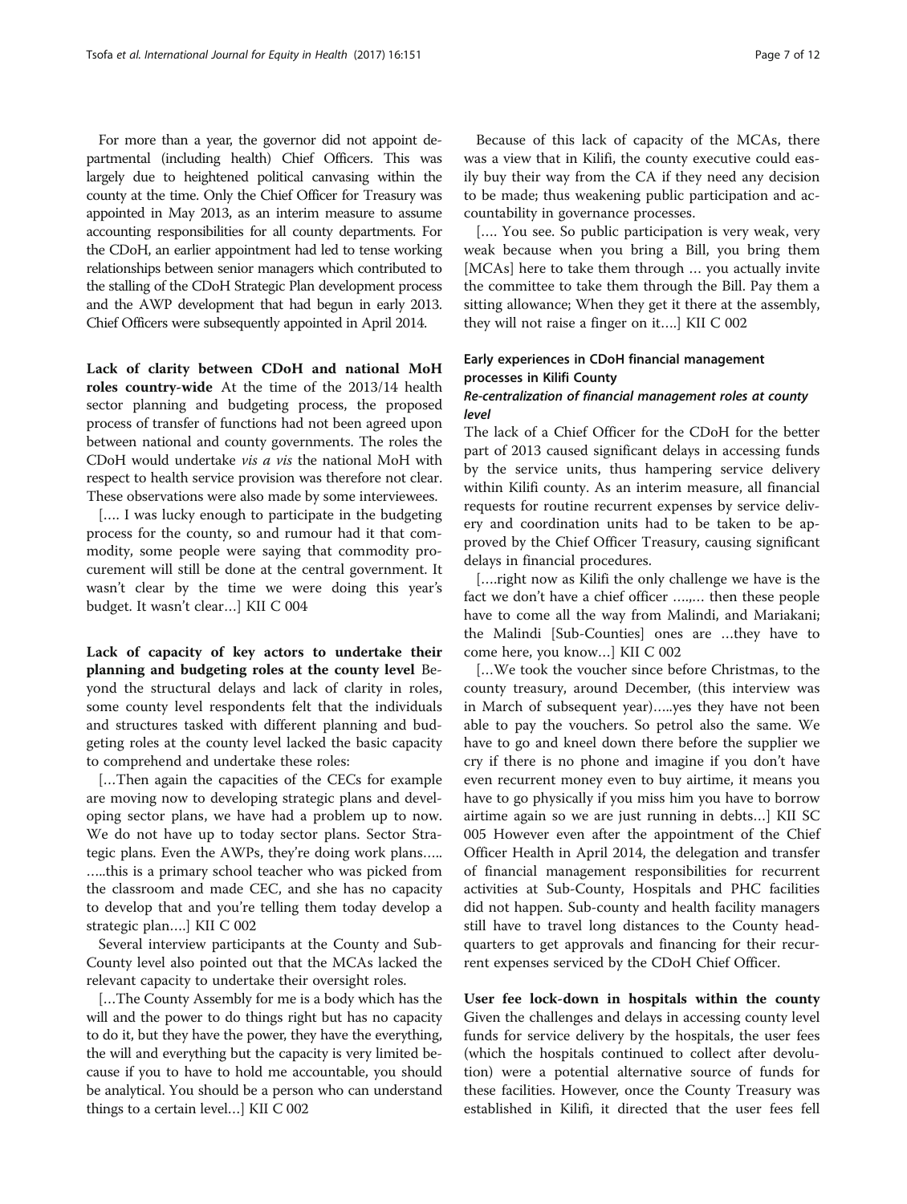For more than a year, the governor did not appoint departmental (including health) Chief Officers. This was largely due to heightened political canvasing within the county at the time. Only the Chief Officer for Treasury was appointed in May 2013, as an interim measure to assume accounting responsibilities for all county departments. For the CDoH, an earlier appointment had led to tense working relationships between senior managers which contributed to the stalling of the CDoH Strategic Plan development process and the AWP development that had begun in early 2013. Chief Officers were subsequently appointed in April 2014.

**Lack of clarity between CDoH and national MoH roles country-wide** At the time of the 2013/14 health sector planning and budgeting process, the proposed process of transfer of functions had not been agreed upon between national and county governments. The roles the CDoH would undertake *vis a vis* the national MoH with respect to health service provision was therefore not clear. These observations were also made by some interviewees.

[…. I was lucky enough to participate in the budgeting process for the county, so and rumour had it that commodity, some people were saying that commodity procurement will still be done at the central government. It wasn't clear by the time we were doing this year's budget. It wasn't clear…] KII C 004

**Lack of capacity of key actors to undertake their planning and budgeting roles at the county level** Beyond the structural delays and lack of clarity in roles, some county level respondents felt that the individuals and structures tasked with different planning and budgeting roles at the county level lacked the basic capacity to comprehend and undertake these roles:

[…Then again the capacities of the CECs for example are moving now to developing strategic plans and developing sector plans, we have had a problem up to now. We do not have up to today sector plans. Sector Strategic plans. Even the AWPs, they're doing work plans….. …..this is a primary school teacher who was picked from the classroom and made CEC, and she has no capacity to develop that and you're telling them today develop a strategic plan….] KII C 002

Several interview participants at the County and Sub-County level also pointed out that the MCAs lacked the relevant capacity to undertake their oversight roles.

[…The County Assembly for me is a body which has the will and the power to do things right but has no capacity to do it, but they have the power, they have the everything, the will and everything but the capacity is very limited because if you to have to hold me accountable, you should be analytical. You should be a person who can understand things to a certain level…] KII C 002

Because of this lack of capacity of the MCAs, there was a view that in Kilifi, the county executive could easily buy their way from the CA if they need any decision to be made; thus weakening public participation and accountability in governance processes.

[…. You see. So public participation is very weak, very weak because when you bring a Bill, you bring them [MCAs] here to take them through … you actually invite the committee to take them through the Bill. Pay them a sitting allowance; When they get it there at the assembly, they will not raise a finger on it….] KII C 002

### Early experiences in CDoH financial management processes in Kilifi County

#### *Re-centralization of financial management roles at county level*

The lack of a Chief Officer for the CDoH for the better part of 2013 caused significant delays in accessing funds by the service units, thus hampering service delivery within Kilifi county. As an interim measure, all financial requests for routine recurrent expenses by service delivery and coordination units had to be taken to be approved by the Chief Officer Treasury, causing significant delays in financial procedures.

[….right now as Kilifi the only challenge we have is the fact we don't have a chief officer ….,… then these people have to come all the way from Malindi, and Mariakani; the Malindi [Sub-Counties] ones are …they have to come here, you know…] KII C 002

[…We took the voucher since before Christmas, to the county treasury, around December, (this interview was in March of subsequent year)…..yes they have not been able to pay the vouchers. So petrol also the same. We have to go and kneel down there before the supplier we cry if there is no phone and imagine if you don't have even recurrent money even to buy airtime, it means you have to go physically if you miss him you have to borrow airtime again so we are just running in debts…] KII SC 005 However even after the appointment of the Chief Officer Health in April 2014, the delegation and transfer of financial management responsibilities for recurrent activities at Sub-County, Hospitals and PHC facilities did not happen. Sub-county and health facility managers still have to travel long distances to the County headquarters to get approvals and financing for their recurrent expenses serviced by the CDoH Chief Officer.

**User fee lock-down in hospitals within the county** Given the challenges and delays in accessing county level funds for service delivery by the hospitals, the user fees (which the hospitals continued to collect after devolution) were a potential alternative source of funds for these facilities. However, once the County Treasury was established in Kilifi, it directed that the user fees fell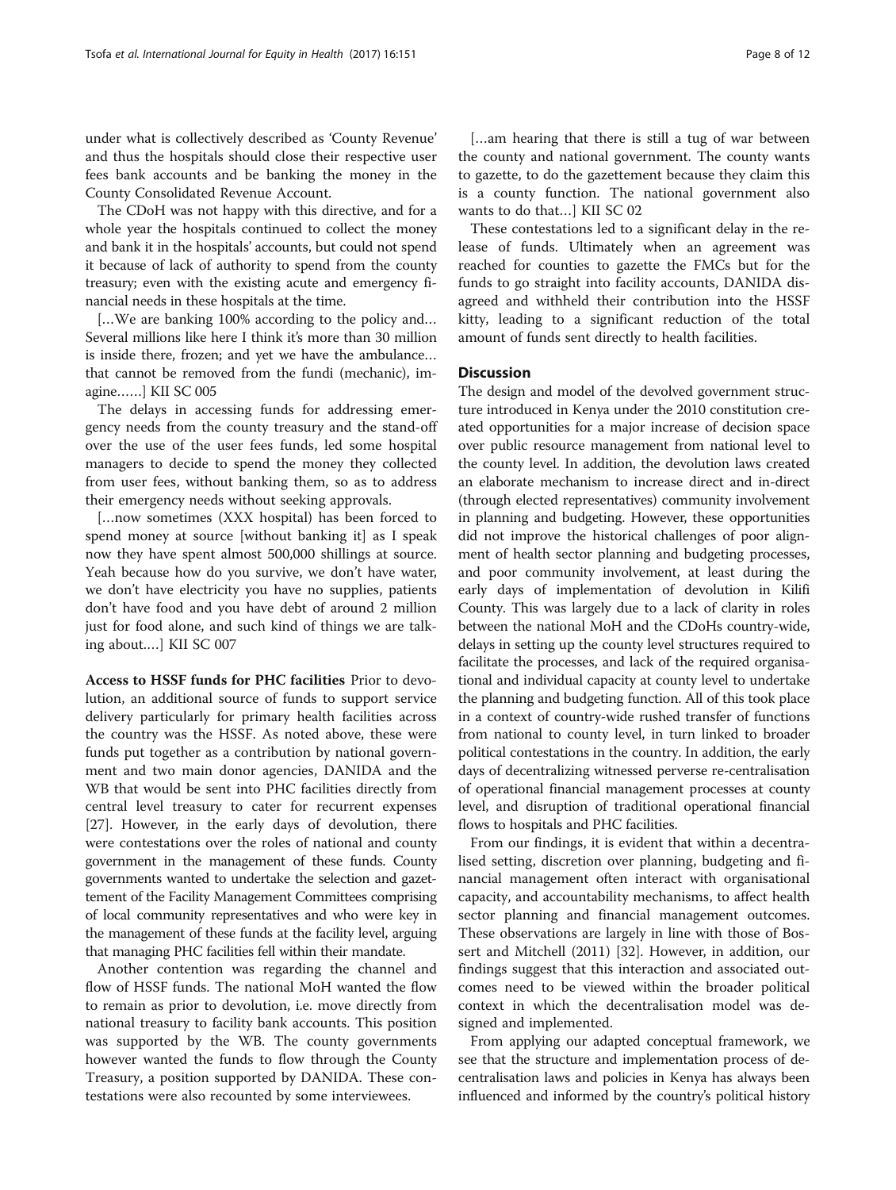under what is collectively described as 'County Revenue' and thus the hospitals should close their respective user fees bank accounts and be banking the money in the County Consolidated Revenue Account.

The CDoH was not happy with this directive, and for a whole year the hospitals continued to collect the money and bank it in the hospitals' accounts, but could not spend it because of lack of authority to spend from the county treasury; even with the existing acute and emergency financial needs in these hospitals at the time.

[…We are banking 100% according to the policy and… Several millions like here I think it's more than 30 million is inside there, frozen; and yet we have the ambulance… that cannot be removed from the fundi (mechanic), imagine……] KII SC 005

The delays in accessing funds for addressing emergency needs from the county treasury and the stand-off over the use of the user fees funds, led some hospital managers to decide to spend the money they collected from user fees, without banking them, so as to address their emergency needs without seeking approvals.

[…now sometimes (XXX hospital) has been forced to spend money at source [without banking it] as I speak now they have spent almost 500,000 shillings at source. Yeah because how do you survive, we don't have water, we don't have electricity you have no supplies, patients don't have food and you have debt of around 2 million just for food alone, and such kind of things we are talking about.…] KII SC 007

**Access to HSSF funds for PHC facilities** Prior to devolution, an additional source of funds to support service delivery particularly for primary health facilities across the country was the HSSF. As noted above, these were funds put together as a contribution by national government and two main donor agencies, DANIDA and the WB that would be sent into PHC facilities directly from central level treasury to cater for recurrent expenses [27]. However, in the early days of devolution, there were contestations over the roles of national and county government in the management of these funds. County governments wanted to undertake the selection and gazettement of the Facility Management Committees comprising of local community representatives and who were key in the management of these funds at the facility level, arguing that managing PHC facilities fell within their mandate.

Another contention was regarding the channel and flow of HSSF funds. The national MoH wanted the flow to remain as prior to devolution, i.e. move directly from national treasury to facility bank accounts. This position was supported by the WB. The county governments however wanted the funds to flow through the County Treasury, a position supported by DANIDA. These contestations were also recounted by some interviewees.

[…am hearing that there is still a tug of war between the county and national government. The county wants to gazette, to do the gazettement because they claim this is a county function. The national government also wants to do that…] KII SC 02

These contestations led to a significant delay in the release of funds. Ultimately when an agreement was reached for counties to gazette the FMCs but for the funds to go straight into facility accounts, DANIDA disagreed and withheld their contribution into the HSSF kitty, leading to a significant reduction of the total amount of funds sent directly to health facilities.

## Discussion

The design and model of the devolved government structure introduced in Kenya under the 2010 constitution created opportunities for a major increase of decision space over public resource management from national level to the county level. In addition, the devolution laws created an elaborate mechanism to increase direct and in-direct (through elected representatives) community involvement in planning and budgeting. However, these opportunities did not improve the historical challenges of poor alignment of health sector planning and budgeting processes, and poor community involvement, at least during the early days of implementation of devolution in Kilifi County. This was largely due to a lack of clarity in roles between the national MoH and the CDoHs country-wide, delays in setting up the county level structures required to facilitate the processes, and lack of the required organisational and individual capacity at county level to undertake the planning and budgeting function. All of this took place in a context of country-wide rushed transfer of functions from national to county level, in turn linked to broader political contestations in the country. In addition, the early days of decentralizing witnessed perverse re-centralisation of operational financial management processes at county level, and disruption of traditional operational financial flows to hospitals and PHC facilities.

From our findings, it is evident that within a decentralised setting, discretion over planning, budgeting and financial management often interact with organisational capacity, and accountability mechanisms, to affect health sector planning and financial management outcomes. These observations are largely in line with those of Bossert and Mitchell (2011) [32]. However, in addition, our findings suggest that this interaction and associated outcomes need to be viewed within the broader political context in which the decentralisation model was designed and implemented.

From applying our adapted conceptual framework, we see that the structure and implementation process of decentralisation laws and policies in Kenya has always been influenced and informed by the country's political history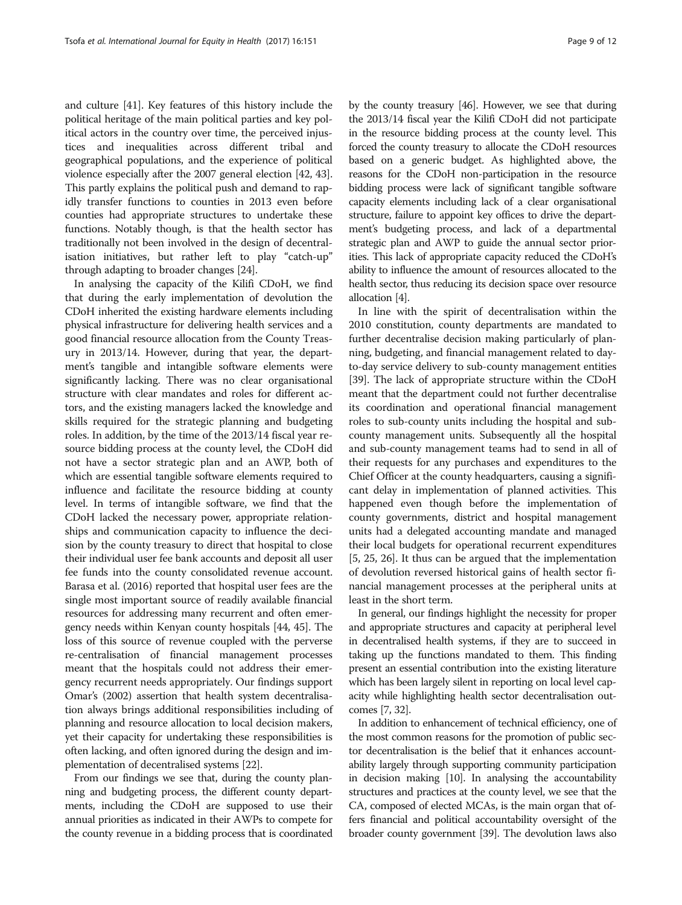and culture [41]. Key features of this history include the political heritage of the main political parties and key political actors in the country over time, the perceived injustices and inequalities across different tribal and geographical populations, and the experience of political violence especially after the 2007 general election [42, 43]. This partly explains the political push and demand to rapidly transfer functions to counties in 2013 even before counties had appropriate structures to undertake these functions. Notably though, is that the health sector has traditionally not been involved in the design of decentralisation initiatives, but rather left to play "catch-up" through adapting to broader changes [24].

In analysing the capacity of the Kilifi CDoH, we find that during the early implementation of devolution the CDoH inherited the existing hardware elements including physical infrastructure for delivering health services and a good financial resource allocation from the County Treasury in 2013/14. However, during that year, the department's tangible and intangible software elements were significantly lacking. There was no clear organisational structure with clear mandates and roles for different actors, and the existing managers lacked the knowledge and skills required for the strategic planning and budgeting roles. In addition, by the time of the 2013/14 fiscal year resource bidding process at the county level, the CDoH did not have a sector strategic plan and an AWP, both of which are essential tangible software elements required to influence and facilitate the resource bidding at county level. In terms of intangible software, we find that the CDoH lacked the necessary power, appropriate relationships and communication capacity to influence the decision by the county treasury to direct that hospital to close their individual user fee bank accounts and deposit all user fee funds into the county consolidated revenue account. Barasa et al. (2016) reported that hospital user fees are the single most important source of readily available financial resources for addressing many recurrent and often emergency needs within Kenyan county hospitals [44, 45]. The loss of this source of revenue coupled with the perverse re-centralisation of financial management processes meant that the hospitals could not address their emergency recurrent needs appropriately. Our findings support Omar's (2002) assertion that health system decentralisation always brings additional responsibilities including of planning and resource allocation to local decision makers, yet their capacity for undertaking these responsibilities is often lacking, and often ignored during the design and implementation of decentralised systems [22].

From our findings we see that, during the county planning and budgeting process, the different county departments, including the CDoH are supposed to use their annual priorities as indicated in their AWPs to compete for the county revenue in a bidding process that is coordinated by the county treasury [46]. However, we see that during the 2013/14 fiscal year the Kilifi CDoH did not participate in the resource bidding process at the county level. This forced the county treasury to allocate the CDoH resources based on a generic budget. As highlighted above, the reasons for the CDoH non-participation in the resource bidding process were lack of significant tangible software capacity elements including lack of a clear organisational structure, failure to appoint key offices to drive the department's budgeting process, and lack of a departmental strategic plan and AWP to guide the annual sector priorities. This lack of appropriate capacity reduced the CDoH's ability to influence the amount of resources allocated to the health sector, thus reducing its decision space over resource allocation [4].

In line with the spirit of decentralisation within the 2010 constitution, county departments are mandated to further decentralise decision making particularly of planning, budgeting, and financial management related to day-to-day service delivery to sub-county management entities [39]. The lack of appropriate structure within the CDoH meant that the department could not further decentralise its coordination and operational financial management roles to sub-county units including the hospital and sub-county management units. Subsequently all the hospital and sub-county management teams had to send in all of their requests for any purchases and expenditures to the Chief Officer at the county headquarters, causing a significant delay in implementation of planned activities. This happened even though before the implementation of county governments, district and hospital management units had a delegated accounting mandate and managed their local budgets for operational recurrent expenditures [5, 25, 26]. It thus can be argued that the implementation of devolution reversed historical gains of health sector financial management processes at the peripheral units at least in the short term.

In general, our findings highlight the necessity for proper and appropriate structures and capacity at peripheral level in decentralised health systems, if they are to succeed in taking up the functions mandated to them. This finding present an essential contribution into the existing literature which has been largely silent in reporting on local level capacity while highlighting health sector decentralisation outcomes [7, 32].

In addition to enhancement of technical efficiency, one of the most common reasons for the promotion of public sector decentralisation is the belief that it enhances accountability largely through supporting community participation in decision making [10]. In analysing the accountability structures and practices at the county level, we see that the CA, composed of elected MCAs, is the main organ that offers financial and political accountability oversight of the broader county government [39]. The devolution laws also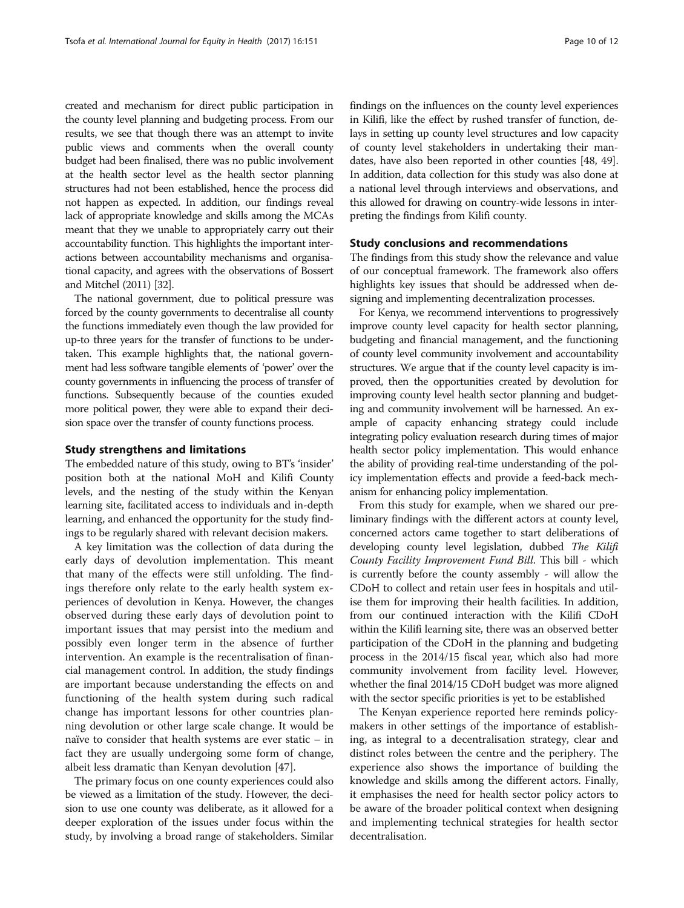created and mechanism for direct public participation in the county level planning and budgeting process. From our results, we see that though there was an attempt to invite public views and comments when the overall county budget had been finalised, there was no public involvement at the health sector level as the health sector planning structures had not been established, hence the process did not happen as expected. In addition, our findings reveal lack of appropriate knowledge and skills among the MCAs meant that they we unable to appropriately carry out their accountability function. This highlights the important interactions between accountability mechanisms and organisational capacity, and agrees with the observations of Bossert and Mitchel (2011) [32].

The national government, due to political pressure was forced by the county governments to decentralise all county the functions immediately even though the law provided for up-to three years for the transfer of functions to be undertaken. This example highlights that, the national government had less software tangible elements of 'power' over the county governments in influencing the process of transfer of functions. Subsequently because of the counties exuded more political power, they were able to expand their decision space over the transfer of county functions process.

## Study strengthens and limitations

The embedded nature of this study, owing to BT's 'insider' position both at the national MoH and Kilifi County levels, and the nesting of the study within the Kenyan learning site, facilitated access to individuals and in-depth learning, and enhanced the opportunity for the study findings to be regularly shared with relevant decision makers.

A key limitation was the collection of data during the early days of devolution implementation. This meant that many of the effects were still unfolding. The findings therefore only relate to the early health system experiences of devolution in Kenya. However, the changes observed during these early days of devolution point to important issues that may persist into the medium and possibly even longer term in the absence of further intervention. An example is the recentralisation of financial management control. In addition, the study findings are important because understanding the effects on and functioning of the health system during such radical change has important lessons for other countries planning devolution or other large scale change. It would be naïve to consider that health systems are ever static – in fact they are usually undergoing some form of change, albeit less dramatic than Kenyan devolution [47].

The primary focus on one county experiences could also be viewed as a limitation of the study. However, the decision to use one county was deliberate, as it allowed for a deeper exploration of the issues under focus within the study, by involving a broad range of stakeholders. Similar findings on the influences on the county level experiences in Kilifi, like the effect by rushed transfer of function, delays in setting up county level structures and low capacity of county level stakeholders in undertaking their mandates, have also been reported in other counties [48, 49]. In addition, data collection for this study was also done at a national level through interviews and observations, and this allowed for drawing on country-wide lessons in interpreting the findings from Kilifi county.

## Study conclusions and recommendations

The findings from this study show the relevance and value of our conceptual framework. The framework also offers highlights key issues that should be addressed when designing and implementing decentralization processes.

For Kenya, we recommend interventions to progressively improve county level capacity for health sector planning, budgeting and financial management, and the functioning of county level community involvement and accountability structures. We argue that if the county level capacity is improved, then the opportunities created by devolution for improving county level health sector planning and budgeting and community involvement will be harnessed. An example of capacity enhancing strategy could include integrating policy evaluation research during times of major health sector policy implementation. This would enhance the ability of providing real-time understanding of the policy implementation effects and provide a feed-back mechanism for enhancing policy implementation.

From this study for example, when we shared our preliminary findings with the different actors at county level, concerned actors came together to start deliberations of developing county level legislation, dubbed *The Kilifi County Facility Improvement Fund Bill*. This bill - which is currently before the county assembly - will allow the CDoH to collect and retain user fees in hospitals and utilise them for improving their health facilities. In addition, from our continued interaction with the Kilifi CDoH within the Kilifi learning site, there was an observed better participation of the CDoH in the planning and budgeting process in the 2014/15 fiscal year, which also had more community involvement from facility level. However, whether the final 2014/15 CDoH budget was more aligned with the sector specific priorities is yet to be established

The Kenyan experience reported here reminds policymakers in other settings of the importance of establishing, as integral to a decentralisation strategy, clear and distinct roles between the centre and the periphery. The experience also shows the importance of building the knowledge and skills among the different actors. Finally, it emphasises the need for health sector policy actors to be aware of the broader political context when designing and implementing technical strategies for health sector decentralisation.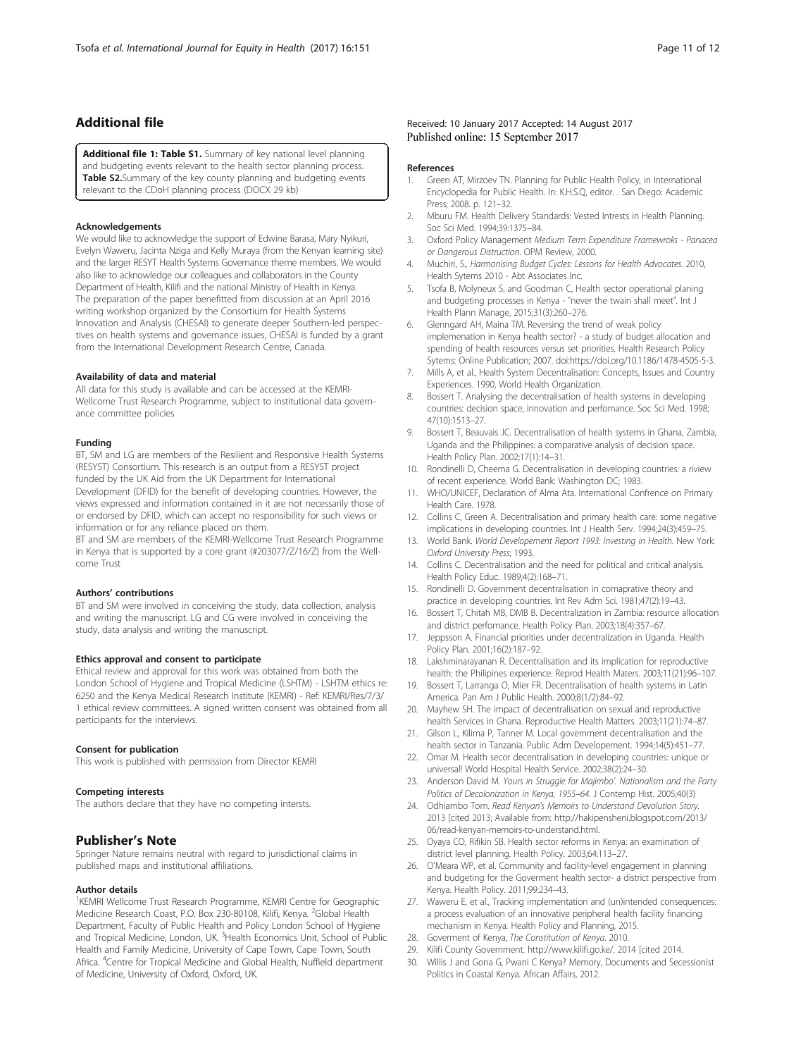## Additional file

**Additional file 1: Table S1.** Summary of key national level planning and budgeting events relevant to the health sector planning process. **Table S2.**Summary of the key county planning and budgeting events relevant to the CDoH planning process (DOCX 29 kb)

#### Acknowledgements

We would like to acknowledge the support of Edwine Barasa, Mary Nyikuri, Evelyn Waweru, Jacinta Nziga and Kelly Muraya (from the Kenyan learning site) and the larger RESYT Health Systems Governance theme members. We would also like to acknowledge our colleagues and collaborators in the County Department of Health, Kilifi and the national Ministry of Health in Kenya. The preparation of the paper benefitted from discussion at an April 2016 writing workshop organized by the Consortium for Health Systems Innovation and Analysis (CHESAI) to generate deeper Southern-led perspectives on health systems and governance issues, CHESAI is funded by a grant from the International Development Research Centre, Canada.

#### Availability of data and material

All data for this study is available and can be accessed at the KEMRI-Wellcome Trust Research Programme, subject to institutional data governance committee policies

#### Funding

BT, SM and LG are members of the Resilient and Responsive Health Systems (RESYST) Consortium. This research is an output from a RESYST project funded by the UK Aid from the UK Department for International Development (DFID) for the benefit of developing countries. However, the views expressed and information contained in it are not necessarily those of or endorsed by DFID, which can accept no responsibility for such views or information or for any reliance placed on them.

BT and SM are members of the KEMRI-Wellcome Trust Research Programme in Kenya that is supported by a core grant (#203077/Z/16/Z) from the Wellcome Trust

#### Authors' contributions

BT and SM were involved in conceiving the study, data collection, analysis and writing the manuscript. LG and CG were involved in conceiving the study, data analysis and writing the manuscript.

#### Ethics approval and consent to participate

Ethical review and approval for this work was obtained from both the London School of Hygiene and Tropical Medicine (LSHTM) - LSHTM ethics re: 6250 and the Kenya Medical Research Institute (KEMRI) - Ref: KEMRI/Res/7/3/1 ethical review committees. A signed written consent was obtained from all participants for the interviews.

#### Consent for publication

This work is published with permission from Director KEMRI

#### Competing interests

The authors declare that they have no competing intersts.

## Publisher's Note

Springer Nature remains neutral with regard to jurisdictional claims in published maps and institutional affiliations.

#### Author details

[1]KEMRI Wellcome Trust Research Programme, KEMRI Centre for Geographic Medicine Research Coast, P.O. Box 230-80108, Kilifi, Kenya. [2]Global Health Department, Faculty of Public Health and Policy London School of Hygiene and Tropical Medicine, London, UK. [3]Health Economics Unit, School of Public Health and Family Medicine, University of Cape Town, Cape Town, South Africa. [4]Centre for Tropical Medicine and Global Health, Nuffield department of Medicine, University of Oxford, Oxford, UK.

Received: 10 January 2017 Accepted: 14 August 2017
Published online: 15 September 2017

#### References

1. Green AT, Mirzoev TN. Planning for Public Health Policy, in International Encyclopedia for Public Health. In: K.H.S.Q, editor. . San Diego: Academic Press; 2008. p. 121–32.
2. Mburu FM. Health Delivery Standards: Vested Intrests in Health Planning. Soc Sci Med. 1994;39:1375–84.
3. Oxford Policy Management *Medium Term Expenditure Framewroks - Panacea or Dangerous Distruction*. OPM Review, 2000.
4. Muchiri, S., *Harmonising Budget Cycles: Lessons for Health Advocates*. 2010, Health Sytems 2010 - Abt Associates Inc.
5. Tsofa B, Molyneux S, and Goodman C, Health sector operational planing and budgeting processes in Kenya - "never the twain shall meet". Int J Health Plann Manage, 2015;31(3):260–276.
6. Glenngard AH, Maina TM. Reversing the trend of weak policy implemenation in Kenya health sector? - a study of budget allocation and spending of health resources versus set priorities. Health Research Policy Sytems: Online Publication; 2007. doi:https://doi.org/10.1186/1478-4505-5-3.
7. Mills A, et al., Health System Decentralisation: Concepts, Issues and Country Experiences. 1990, World Health Organization.
8. Bossert T. Analysing the decentralisation of health systems in developing countries: decision space, innovation and perfomance. Soc Sci Med. 1998; 47(10):1513–27.
9. Bossert T, Beauvais JC. Decentralisation of health systems in Ghana, Zambia, Uganda and the Philippines: a comparative analysis of decision space. Health Policy Plan. 2002;17(1):14–31.
10. Rondinelli D, Cheema G. Decentralisation in developing countries: a riview of recent experience. World Bank: Washington DC; 1983.
11. WHO/UNICEF, Declaration of Alma Ata. International Confrence on Primary Health Care. 1978.
12. Collins C, Green A. Decentralisation and primary health care: some negative implications in developing countries. Int J Health Serv. 1994;24(3):459–75.
13. World Bank. *World Developement Report 1993: Investing in Health*. New York: *Oxford University Press*; 1993.
14. Collins C. Decentralisation and the need for political and critical analysis. Health Policy Educ. 1989;4(2):168–71.
15. Rondinelli D. Government decentralisation in comaprative theory and practice in developing countries. Int Rev Adm Sci. 1981;47(2):19–43.
16. Bossert T, Chitah MB, DMB B. Decentralization in Zambia: resource allocation and district perfomance. Health Policy Plan. 2003;18(4):357–67.
17. Jeppsson A. Financial priorities under decentralization in Uganda. Health Policy Plan. 2001;16(2):187–92.
18. Lakshminarayanan R. Decentralisation and its implication for reproductive health: the Philipines experience. Reprod Health Maters. 2003;11(21):96–107.
19. Bossert T, Larranga O, Mier FR. Decentralisation of health systems in Latin America. Pan Am J Public Health. 2000;8(1/2):84–92.
20. Mayhew SH. The impact of decentralisation on sexual and reproductive health Services in Ghana. Reproductive Health Matters. 2003;11(21):74–87.
21. Gilson L, Kilima P, Tanner M. Local government decentralisation and the health sector in Tanzania. Public Adm Developement. 1994;14(5):451–77.
22. Omar M. Health secor decentralisation in developing countries: unique or universal! World Hospital Health Service. 2002;38(2):24–30.
23. Anderson David M. *Yours in Struggle for Majimbo'. Nationalism and the Party Politics of Decolonization in Kenya, 1955–64*. J Contemp Hist. 2005;40(3)
24. Odhiambo Tom. *Read Kenyan's Memoirs to Understand Devolution Story*. 2013 [cited 2013; Available from: http://hakipensheni.blogspot.com/2013/06/read-kenyan-memoirs-to-understand.html.
25. Oyaya CO, Rifikin SB. Health sector reforms in Kenya: an examination of district level planning. Health Policy. 2003;64:113–27.
26. O'Meara WP, et al. Community and facility-level engagement in planning and budgeting for the Goverment health sector- a district perspective from Kenya. Health Policy. 2011;99:234–43.
27. Waweru E, et al., Tracking implementation and (un)intended consequences: a process evaluation of an innovative peripheral health facility financing mechanism in Kenya. Health Policy and Planning, 2015.
28. Goverment of Kenya, *The Constitution of Kenya*. 2010.
29. Kilifi County Government. http://www.kilifi.go.ke/. 2014 [cited 2014.
30. Willis J and Gona G, Pwani C Kenya? Memory, Documents and Secessionist Politics in Coastal Kenya. African Affairs, 2012.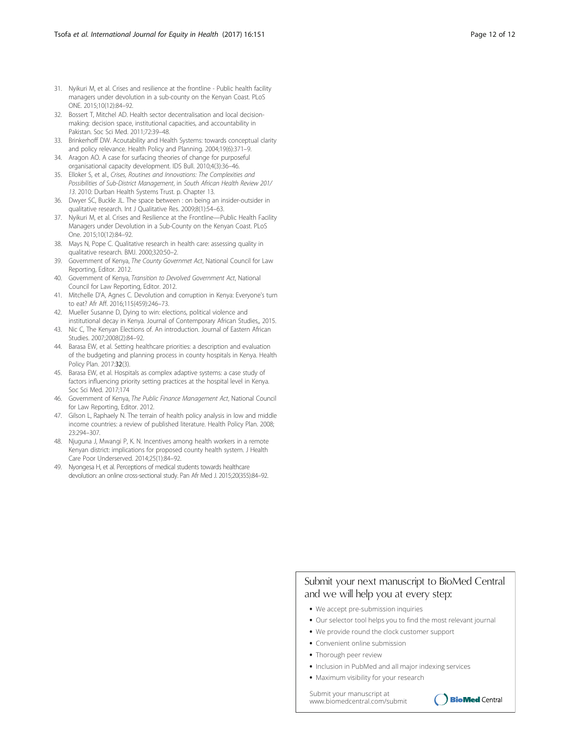31. Nyikuri M, et al. Crises and resilience at the frontline - Public health facility managers under devolution in a sub-county on the Kenyan Coast. PLoS ONE. 2015;10(12):84–92.
32. Bossert T, Mitchel AD. Health sector decentralisation and local decision-making: decision space, institutional capacities, and accountability in Pakistan. Soc Sci Med. 2011;72:39–48.
33. Brinkerhoff DW. Acoutability and Health Systems: towards conceptual clarity and policy relevance. Health Policy and Planning. 2004;19(6):371–9.
34. Aragon AO. A case for surfacing theories of change for purposeful organisational capacity development. IDS Bull. 2010;4(3):36–46.
35. Elloker S, et al., *Crises, Routines and Innovations: The Complexities and Possibilities of Sub-District Management*, in *South African Health Review 201/13*. 2010: Durban Health Systems Trust. p. Chapter 13.
36. Dwyer SC, Buckle JL. The space between : on being an insider-outsider in qualitative research. Int J Qualitative Res. 2009;8(1):54–63.
37. Nyikuri M, et al. Crises and Resilience at the Frontline—Public Health Facility Managers under Devolution in a Sub-County on the Kenyan Coast. PLoS One. 2015;10(12):84–92.
38. Mays N, Pope C. Qualitative research in health care: assessing quality in qualitative research. BMJ. 2000;320:50–2.
39. Government of Kenya, *The County Governmet Act*, National Council for Law Reporting, Editor. 2012.
40. Government of Kenya, *Transition to Devolved Government Act*, National Council for Law Reporting, Editor. 2012.
41. Mitchelle D'A, Agnes C. Devolution and corruption in Kenya: Everyone's turn to eat? Afr Aff. 2016;115(459):246–73.
42. Mueller Susanne D, Dying to win: elections, political violence and institutional decay in Kenya. Journal of Contemporary African Studies,, 2015.
43. Nic C, The Kenyan Elections of. An introduction. Journal of Eastern African Studies. 2007;2008(2):84–92.
44. Barasa EW, et al. Setting healthcare priorities: a description and evaluation of the budgeting and planning process in county hospitals in Kenya. Health Policy Plan. 2017;**32**(3).
45. Barasa EW, et al. Hospitals as complex adaptive systems: a case study of factors influencing priority setting practices at the hospital level in Kenya. Soc Sci Med. 2017;174
46. Government of Kenya, *The Public Finance Management Act*, National Council for Law Reporting, Editor. 2012.
47. Gilson L, Raphaely N. The terrain of health policy analysis in low and middle income countries: a review of published literature. Health Policy Plan. 2008; 23:294–307.
48. Njuguna J, Mwangi P, K. N. Incentives among health workers in a remote Kenyan district: implications for proposed county health system. J Health Care Poor Underserved. 2014;25(1):84–92.
49. Nyongesa H, et al. Perceptions of medical students towards healthcare devolution: an online cross-sectional study. Pan Afr Med J. 2015;20(355):84–92.

Submit your next manuscript to BioMed Central and we will help you at every step:

- We accept pre-submission inquiries
- Our selector tool helps you to find the most relevant journal
- We provide round the clock customer support
- Convenient online submission
- Thorough peer review
- Inclusion in PubMed and all major indexing services
- Maximum visibility for your research

Submit your manuscript at www.biomedcentral.com/submit

BioMed Central